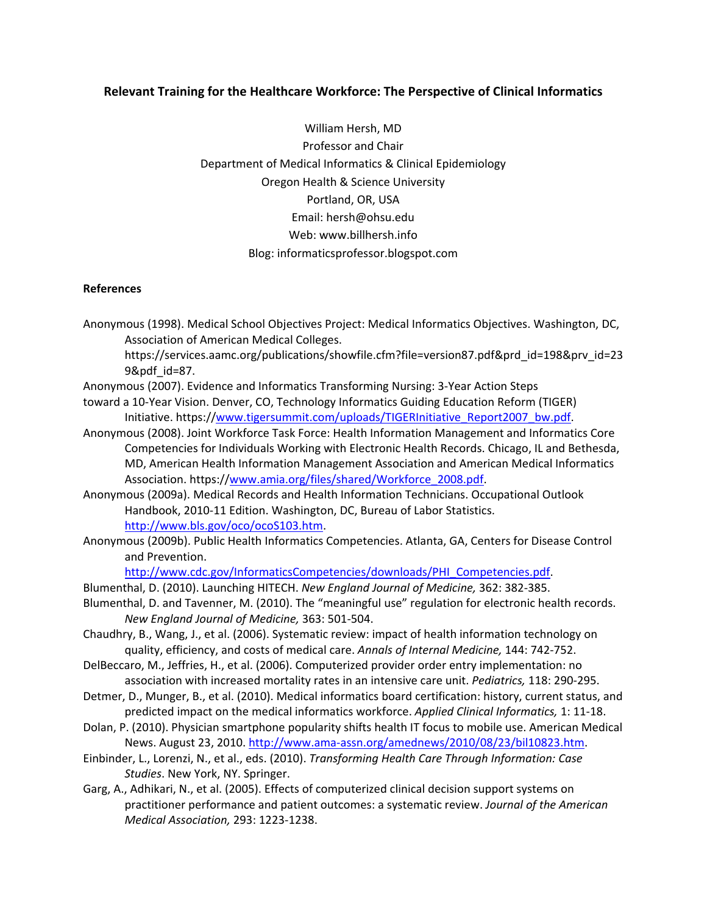# Relevant Training for the Healthcare Workforce: The Perspective of Clinical Informatics

William Hersh, MD
Professor and Chair
Department of Medical Informatics & Clinical Epidemiology
Oregon Health & Science University
Portland, OR, USA
Email: hersh@ohsu.edu
Web: www.billhersh.info
Blog: informaticsprofessor.blogspot.com

## References

Anonymous (1998). Medical School Objectives Project: Medical Informatics Objectives. Washington, DC, Association of American Medical Colleges. https://services.aamc.org/publications/showfile.cfm?file=version87.pdf&prd_id=198&prv_id=239&pdf_id=87.

Anonymous (2007). Evidence and Informatics Transforming Nursing: 3-Year Action Steps toward a 10-Year Vision. Denver, CO, Technology Informatics Guiding Education Reform (TIGER) Initiative. https://www.tigersummit.com/uploads/TIGERInitiative_Report2007_bw.pdf.

Anonymous (2008). Joint Workforce Task Force: Health Information Management and Informatics Core Competencies for Individuals Working with Electronic Health Records. Chicago, IL and Bethesda, MD, American Health Information Management Association and American Medical Informatics Association. https://www.amia.org/files/shared/Workforce_2008.pdf.

Anonymous (2009a). Medical Records and Health Information Technicians. Occupational Outlook Handbook, 2010-11 Edition. Washington, DC, Bureau of Labor Statistics. http://www.bls.gov/oco/ocoS103.htm.

Anonymous (2009b). Public Health Informatics Competencies. Atlanta, GA, Centers for Disease Control and Prevention. http://www.cdc.gov/InformaticsCompetencies/downloads/PHI_Competencies.pdf.

Blumenthal, D. (2010). Launching HITECH. *New England Journal of Medicine,* 362: 382-385.

Blumenthal, D. and Tavenner, M. (2010). The "meaningful use" regulation for electronic health records. *New England Journal of Medicine,* 363: 501-504.

Chaudhry, B., Wang, J., et al. (2006). Systematic review: impact of health information technology on quality, efficiency, and costs of medical care. *Annals of Internal Medicine,* 144: 742-752.

DelBeccaro, M., Jeffries, H., et al. (2006). Computerized provider order entry implementation: no association with increased mortality rates in an intensive care unit. *Pediatrics,* 118: 290-295.

Detmer, D., Munger, B., et al. (2010). Medical informatics board certification: history, current status, and predicted impact on the medical informatics workforce. *Applied Clinical Informatics,* 1: 11-18.

Dolan, P. (2010). Physician smartphone popularity shifts health IT focus to mobile use. American Medical News. August 23, 2010. http://www.ama-assn.org/amednews/2010/08/23/bil10823.htm.

Einbinder, L., Lorenzi, N., et al., eds. (2010). *Transforming Health Care Through Information: Case Studies*. New York, NY. Springer.

Garg, A., Adhikari, N., et al. (2005). Effects of computerized clinical decision support systems on practitioner performance and patient outcomes: a systematic review. *Journal of the American Medical Association,* 293: 1223-1238.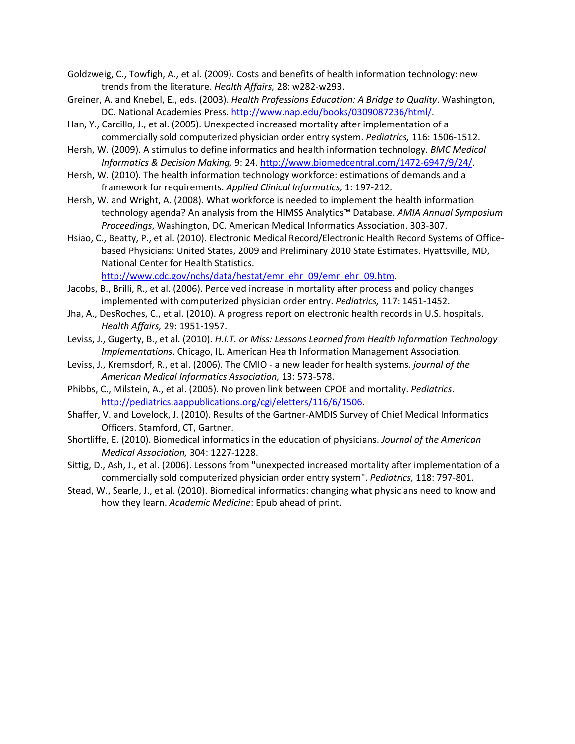Goldzweig, C., Towfigh, A., et al. (2009). Costs and benefits of health information technology: new trends from the literature. *Health Affairs,* 28: w282-w293.

Greiner, A. and Knebel, E., eds. (2003). *Health Professions Education: A Bridge to Quality*. Washington, DC. National Academies Press. http://www.nap.edu/books/0309087236/html/.

Han, Y., Carcillo, J., et al. (2005). Unexpected increased mortality after implementation of a commercially sold computerized physician order entry system. *Pediatrics,* 116: 1506-1512.

Hersh, W. (2009). A stimulus to define informatics and health information technology. *BMC Medical Informatics & Decision Making,* 9: 24. http://www.biomedcentral.com/1472-6947/9/24/.

Hersh, W. (2010). The health information technology workforce: estimations of demands and a framework for requirements. *Applied Clinical Informatics,* 1: 197-212.

Hersh, W. and Wright, A. (2008). What workforce is needed to implement the health information technology agenda? An analysis from the HIMSS Analytics™ Database. *AMIA Annual Symposium Proceedings*, Washington, DC. American Medical Informatics Association. 303-307.

Hsiao, C., Beatty, P., et al. (2010). Electronic Medical Record/Electronic Health Record Systems of Office-based Physicians: United States, 2009 and Preliminary 2010 State Estimates. Hyattsville, MD, National Center for Health Statistics. http://www.cdc.gov/nchs/data/hestat/emr_ehr_09/emr_ehr_09.htm.

Jacobs, B., Brilli, R., et al. (2006). Perceived increase in mortality after process and policy changes implemented with computerized physician order entry. *Pediatrics,* 117: 1451-1452.

Jha, A., DesRoches, C., et al. (2010). A progress report on electronic health records in U.S. hospitals. *Health Affairs,* 29: 1951-1957.

Leviss, J., Gugerty, B., et al. (2010). *H.I.T. or Miss: Lessons Learned from Health Information Technology Implementations*. Chicago, IL. American Health Information Management Association.

Leviss, J., Kremsdorf, R., et al. (2006). The CMIO - a new leader for health systems. *journal of the American Medical Informatics Association,* 13: 573-578.

Phibbs, C., Milstein, A., et al. (2005). No proven link between CPOE and mortality. *Pediatrics*. http://pediatrics.aappublications.org/cgi/eletters/116/6/1506.

Shaffer, V. and Lovelock, J. (2010). Results of the Gartner-AMDIS Survey of Chief Medical Informatics Officers. Stamford, CT, Gartner.

Shortliffe, E. (2010). Biomedical informatics in the education of physicians. *Journal of the American Medical Association,* 304: 1227-1228.

Sittig, D., Ash, J., et al. (2006). Lessons from "unexpected increased mortality after implementation of a commercially sold computerized physician order entry system". *Pediatrics,* 118: 797-801.

Stead, W., Searle, J., et al. (2010). Biomedical informatics: changing what physicians need to know and how they learn. *Academic Medicine*: Epub ahead of print.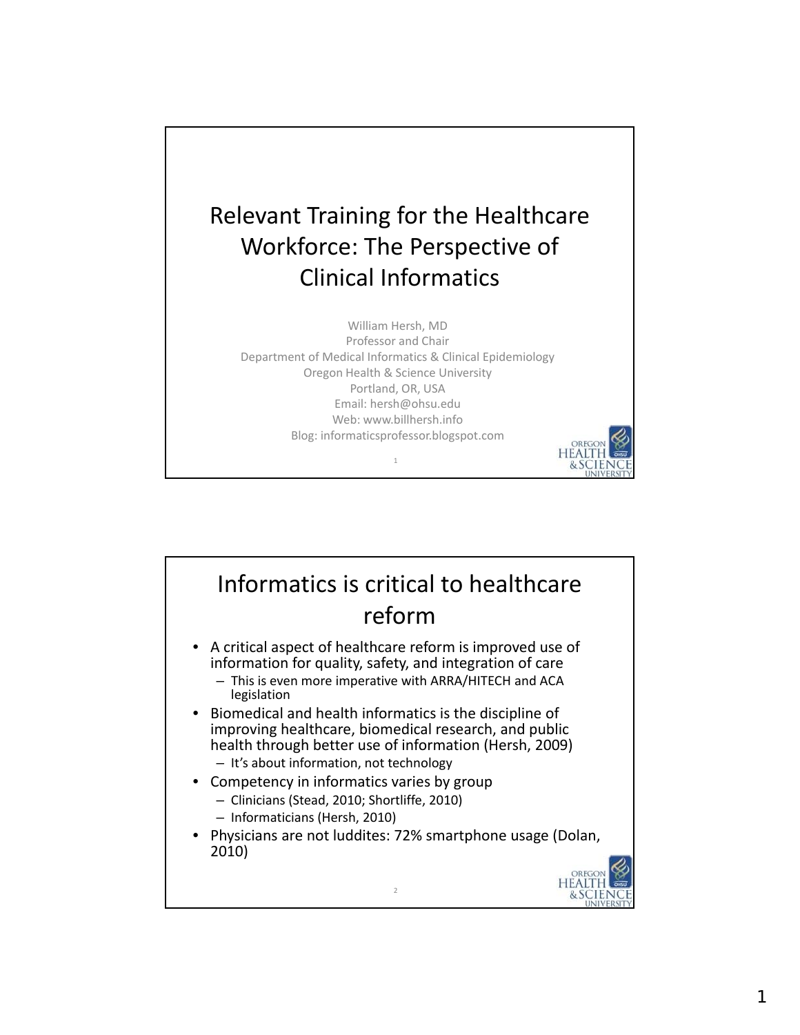# Relevant Training for the Healthcare Workforce: The Perspective of Clinical Informatics

William Hersh, MD
Professor and Chair
Department of Medical Informatics & Clinical Epidemiology
Oregon Health & Science University
Portland, OR, USA
Email: hersh@ohsu.edu
Web: www.billhersh.info
Blog: informaticsprofessor.blogspot.com

## Informatics is critical to healthcare reform

- A critical aspect of healthcare reform is improved use of information for quality, safety, and integration of care
  - This is even more imperative with ARRA/HITECH and ACA legislation
- Biomedical and health informatics is the discipline of improving healthcare, biomedical research, and public health through better use of information (Hersh, 2009)
  - It's about information, not technology
- Competency in informatics varies by group
  - Clinicians (Stead, 2010; Shortliffe, 2010)
  - Informaticians (Hersh, 2010)
- Physicians are not luddites: 72% smartphone usage (Dolan, 2010)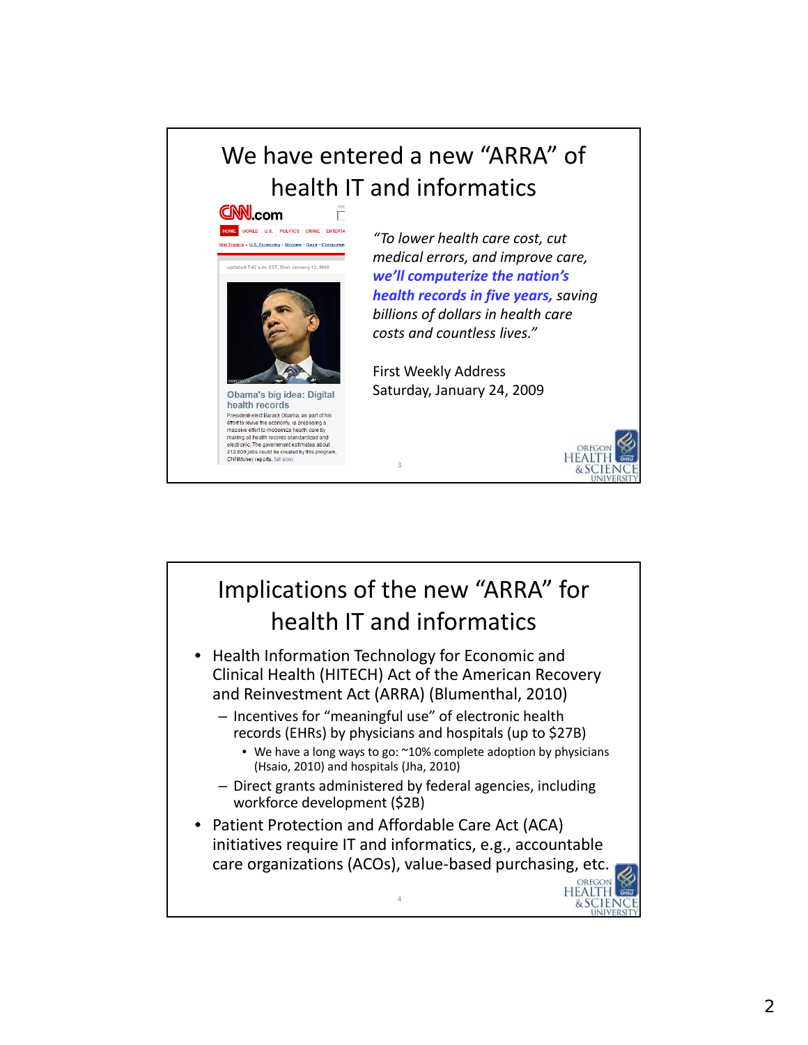## We have entered a new "ARRA" of health IT and informatics

CNN.com

updated 7:42 a.m. EST, Mon January 12, 2009

**Obama's big idea: Digital health records**

President-elect Barack Obama, as part of his effort to revive the economy, is proposing a massive effort to modernize health care by making all health records standardized and electronic. The government estimates about 212,000 jobs could be created by this program, CNNMoney reports. full story

*"To lower health care cost, cut medical errors, and improve care,* ***we'll computerize the nation's health records in five years,*** *saving billions of dollars in health care costs and countless lives."*

First Weekly Address
Saturday, January 24, 2009

## Implications of the new "ARRA" for health IT and informatics

- Health Information Technology for Economic and Clinical Health (HITECH) Act of the American Recovery and Reinvestment Act (ARRA) (Blumenthal, 2010)
  - Incentives for "meaningful use" of electronic health records (EHRs) by physicians and hospitals (up to $27B)
    - We have a long ways to go: ~10% complete adoption by physicians (Hsaio, 2010) and hospitals (Jha, 2010)
  - Direct grants administered by federal agencies, including workforce development ($2B)
- Patient Protection and Affordable Care Act (ACA) initiatives require IT and informatics, e.g., accountable care organizations (ACOs), value-based purchasing, etc.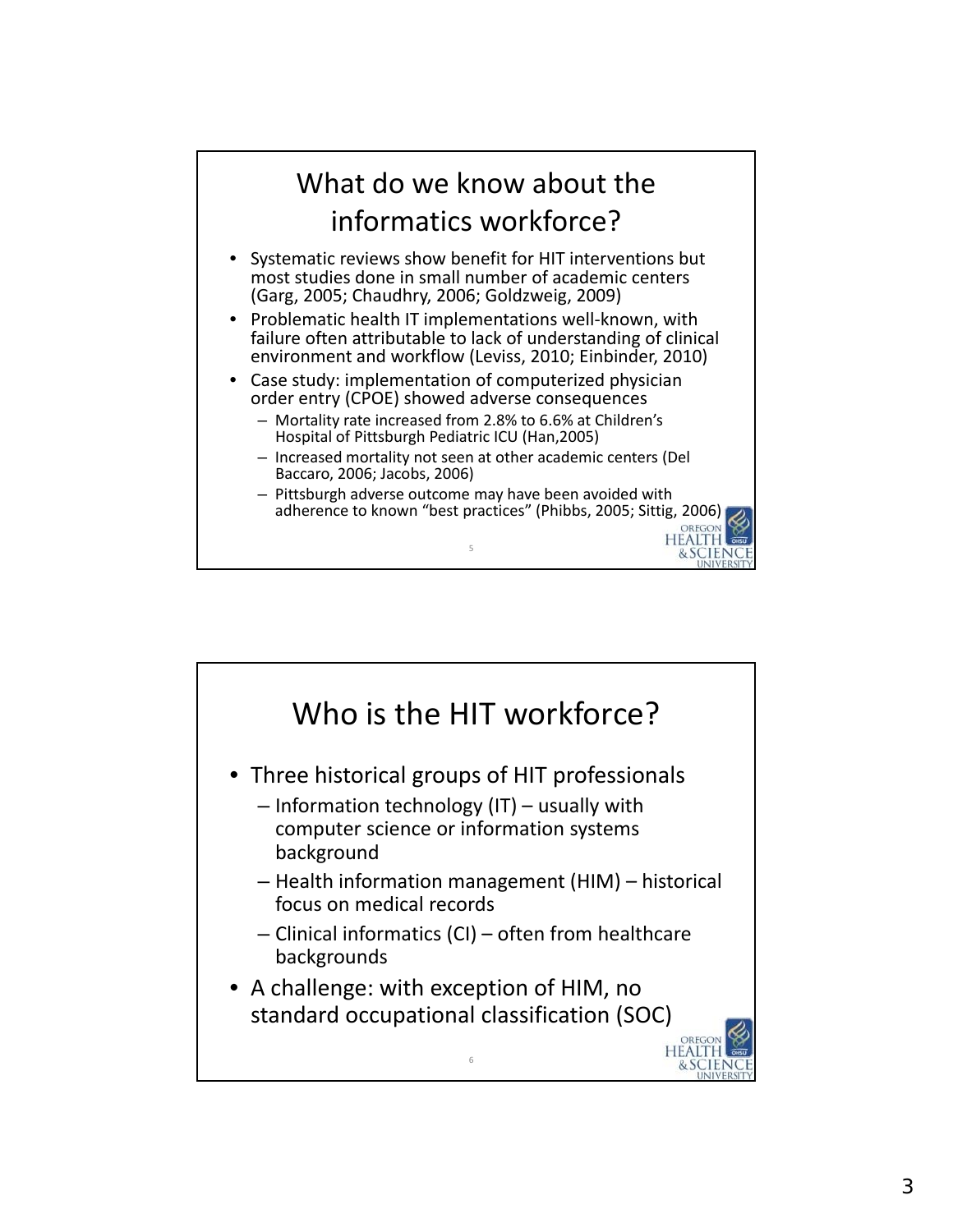# What do we know about the informatics workforce?

- Systematic reviews show benefit for HIT interventions but most studies done in small number of academic centers (Garg, 2005; Chaudhry, 2006; Goldzweig, 2009)
- Problematic health IT implementations well-known, with failure often attributable to lack of understanding of clinical environment and workflow (Leviss, 2010; Einbinder, 2010)
- Case study: implementation of computerized physician order entry (CPOE) showed adverse consequences
  - Mortality rate increased from 2.8% to 6.6% at Children's Hospital of Pittsburgh Pediatric ICU (Han,2005)
  - Increased mortality not seen at other academic centers (Del Baccaro, 2006; Jacobs, 2006)
  - Pittsburgh adverse outcome may have been avoided with adherence to known "best practices" (Phibbs, 2005; Sittig, 2006)

# Who is the HIT workforce?

- Three historical groups of HIT professionals
  - Information technology (IT) – usually with computer science or information systems background
  - Health information management (HIM) – historical focus on medical records
  - Clinical informatics (CI) – often from healthcare backgrounds
- A challenge: with exception of HIM, no standard occupational classification (SOC)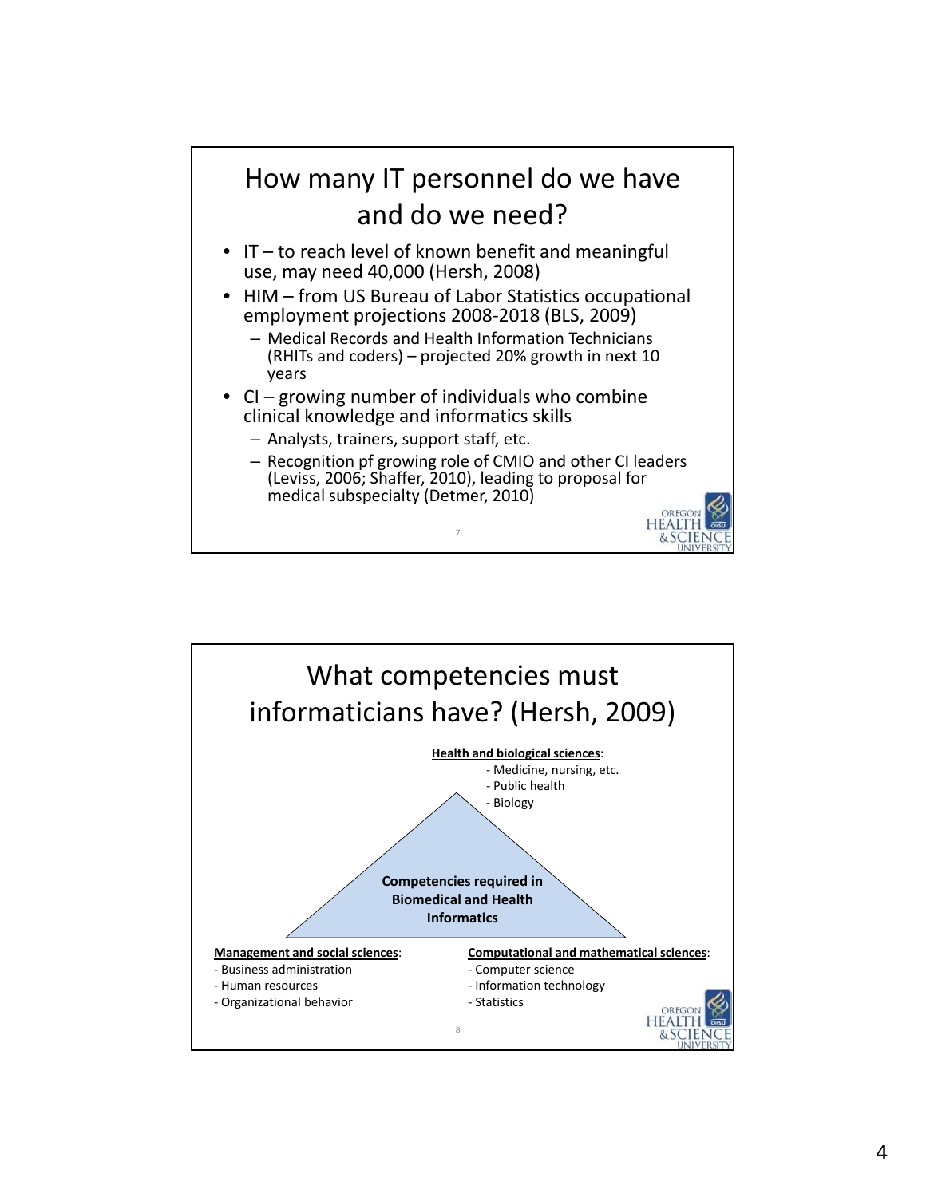## How many IT personnel do we have and do we need?

- IT – to reach level of known benefit and meaningful use, may need 40,000 (Hersh, 2008)
- HIM – from US Bureau of Labor Statistics occupational employment projections 2008-2018 (BLS, 2009)
  - Medical Records and Health Information Technicians (RHITs and coders) – projected 20% growth in next 10 years
- CI – growing number of individuals who combine clinical knowledge and informatics skills
  - Analysts, trainers, support staff, etc.
  - Recognition pf growing role of CMIO and other CI leaders (Leviss, 2006; Shaffer, 2010), leading to proposal for medical subspecialty (Detmer, 2010)

## What competencies must informaticians have? (Hersh, 2009)

**Competencies required in Biomedical and Health Informatics**

**Health and biological sciences**:
- Medicine, nursing, etc.
- Public health
- Biology

**Management and social sciences**:
- Business administration
- Human resources
- Organizational behavior

**Computational and mathematical sciences**:
- Computer science
- Information technology
- Statistics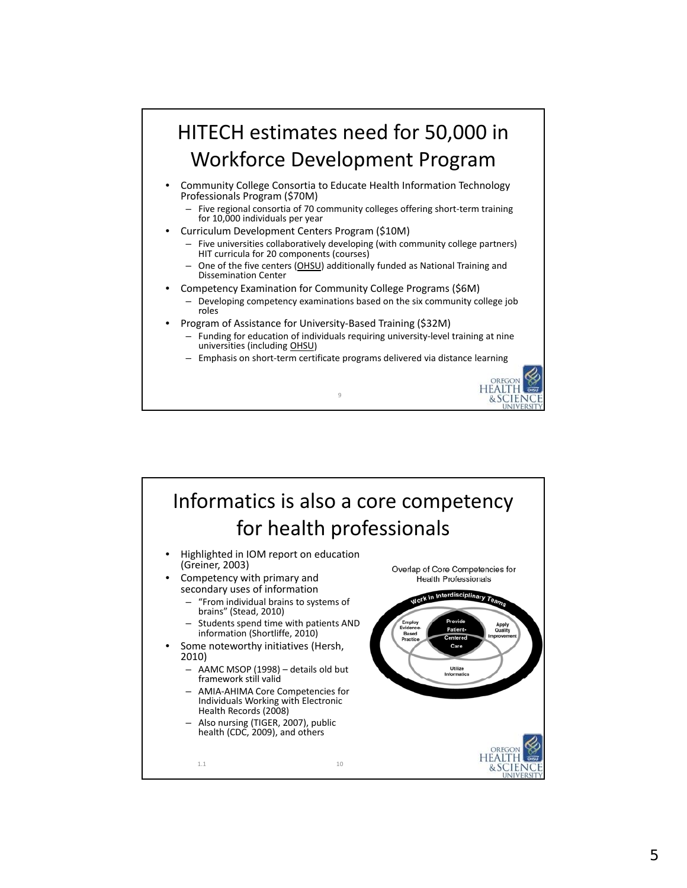## HITECH estimates need for 50,000 in Workforce Development Program

- Community College Consortia to Educate Health Information Technology Professionals Program ($70M)
  - Five regional consortia of 70 community colleges offering short-term training for 10,000 individuals per year
- Curriculum Development Centers Program ($10M)
  - Five universities collaboratively developing (with community college partners) HIT curricula for 20 components (courses)
  - One of the five centers (OHSU) additionally funded as National Training and Dissemination Center
- Competency Examination for Community College Programs ($6M)
  - Developing competency examinations based on the six community college job roles
- Program of Assistance for University-Based Training ($32M)
  - Funding for education of individuals requiring university-level training at nine universities (including OHSU)
  - Emphasis on short-term certificate programs delivered via distance learning

## Informatics is also a core competency for health professionals

- Highlighted in IOM report on education (Greiner, 2003)
- Competency with primary and secondary uses of information
  - "From individual brains to systems of brains" (Stead, 2010)
  - Students spend time with patients AND information (Shortliffe, 2010)
- Some noteworthy initiatives (Hersh, 2010)
  - AAMC MSOP (1998) – details old but framework still valid
  - AMIA-AHIMA Core Competencies for Individuals Working with Electronic Health Records (2008)
  - Also nursing (TIGER, 2007), public health (CDC, 2009), and others

Overlap of Core Competencies for Health Professionals

Work in Interdisciplinary Teams; Employ Evidence-Based Practice; Provide Patient-Centered Care; Apply Quality Improvement; Utilize Informatics

1.1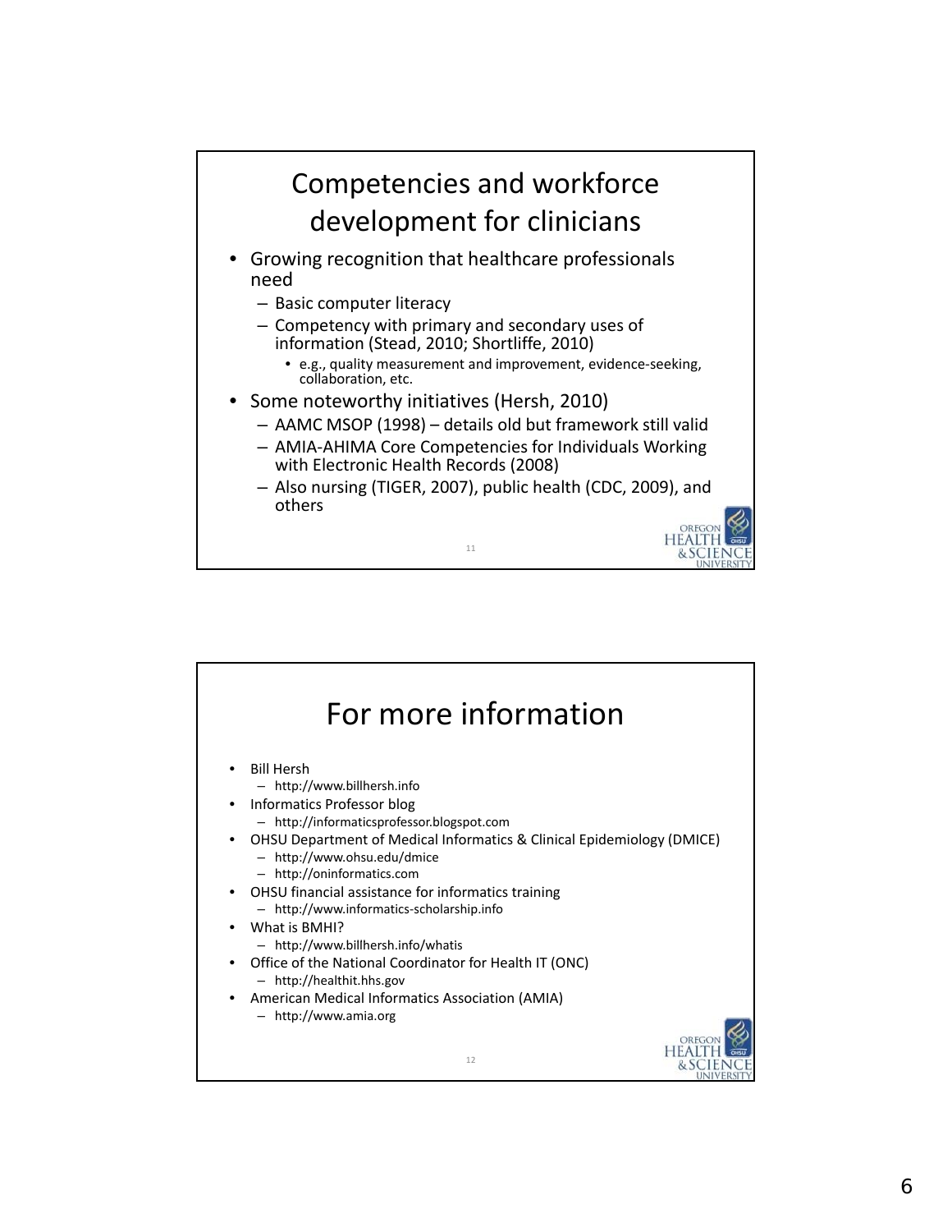## Competencies and workforce development for clinicians

- Growing recognition that healthcare professionals need
  - Basic computer literacy
  - Competency with primary and secondary uses of information (Stead, 2010; Shortliffe, 2010)
    - e.g., quality measurement and improvement, evidence-seeking, collaboration, etc.
- Some noteworthy initiatives (Hersh, 2010)
  - AAMC MSOP (1998) – details old but framework still valid
  - AMIA-AHIMA Core Competencies for Individuals Working with Electronic Health Records (2008)
  - Also nursing (TIGER, 2007), public health (CDC, 2009), and others

## For more information

- Bill Hersh
  - http://www.billhersh.info
- Informatics Professor blog
  - http://informaticsprofessor.blogspot.com
- OHSU Department of Medical Informatics & Clinical Epidemiology (DMICE)
  - http://www.ohsu.edu/dmice
  - http://oninformatics.com
- OHSU financial assistance for informatics training
  - http://www.informatics-scholarship.info
- What is BMHI?
  - http://www.billhersh.info/whatis
- Office of the National Coordinator for Health IT (ONC)
  - http://healthit.hhs.gov
- American Medical Informatics Association (AMIA)
  - http://www.amia.org